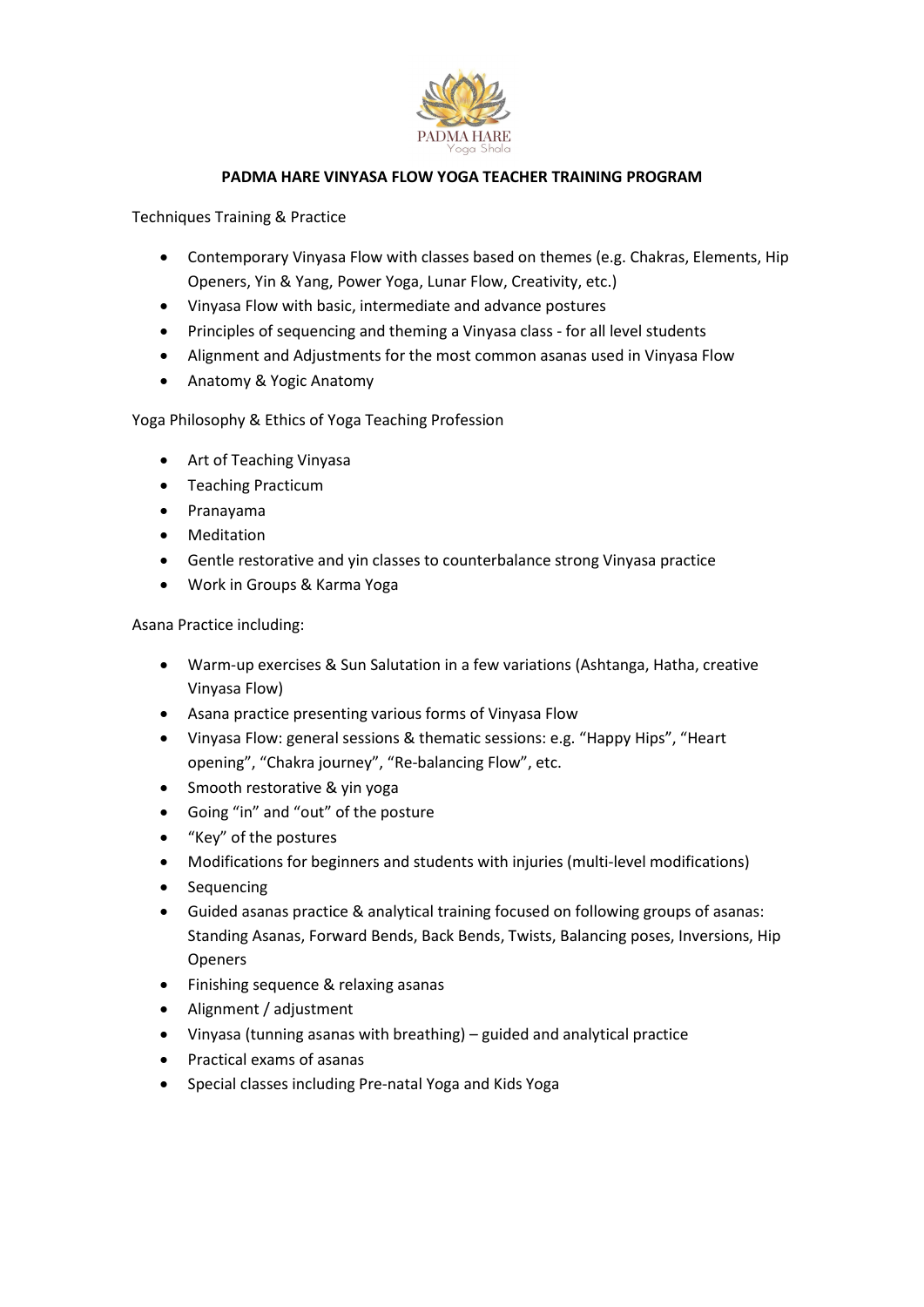# PADMA HARE VINYASA FLOW YOGA TEACHER TRAINING PROGRAM

Techniques Training & Practice

- Contemporary Vinyasa Flow with classes based on themes (e.g. Chakras, Elements, Hip Openers, Yin & Yang, Power Yoga, Lunar Flow, Creativity, etc.)
- Vinyasa Flow with basic, intermediate and advance postures
- Principles of sequencing and theming a Vinyasa class - for all level students
- Alignment and Adjustments for the most common asanas used in Vinyasa Flow
- Anatomy & Yogic Anatomy

Yoga Philosophy & Ethics of Yoga Teaching Profession

- Art of Teaching Vinyasa
- Teaching Practicum
- Pranayama
- Meditation
- Gentle restorative and yin classes to counterbalance strong Vinyasa practice
- Work in Groups & Karma Yoga

Asana Practice including:

- Warm-up exercises & Sun Salutation in a few variations (Ashtanga, Hatha, creative Vinyasa Flow)
- Asana practice presenting various forms of Vinyasa Flow
- Vinyasa Flow: general sessions & thematic sessions: e.g. "Happy Hips", "Heart opening", "Chakra journey", "Re-balancing Flow", etc.
- Smooth restorative & yin yoga
- Going "in" and "out" of the posture
- "Key" of the postures
- Modifications for beginners and students with injuries (multi-level modifications)
- Sequencing
- Guided asanas practice & analytical training focused on following groups of asanas: Standing Asanas, Forward Bends, Back Bends, Twists, Balancing poses, Inversions, Hip Openers
- Finishing sequence & relaxing asanas
- Alignment / adjustment
- Vinyasa (tunning asanas with breathing) – guided and analytical practice
- Practical exams of asanas
- Special classes including Pre-natal Yoga and Kids Yoga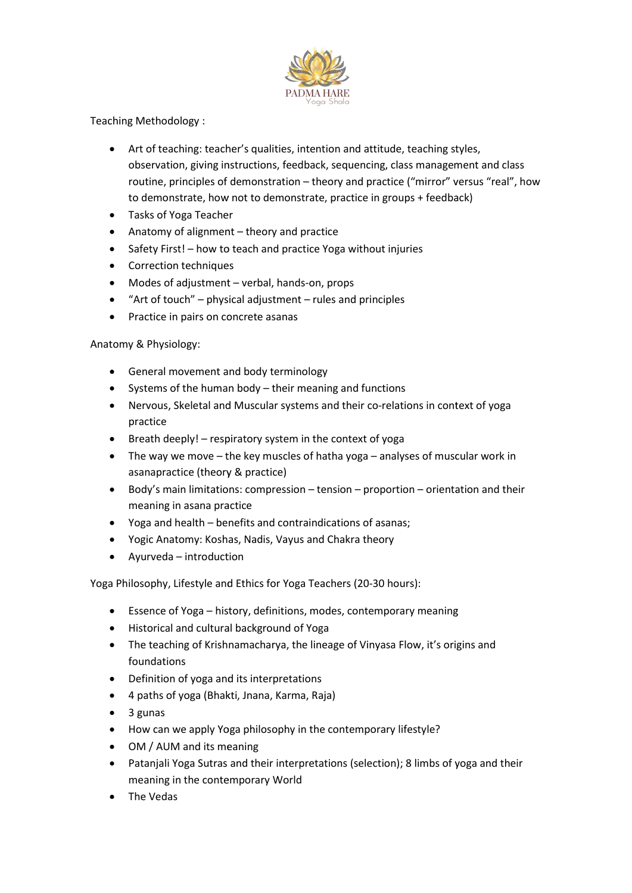Teaching Methodology :

- Art of teaching: teacher's qualities, intention and attitude, teaching styles, observation, giving instructions, feedback, sequencing, class management and class routine, principles of demonstration – theory and practice ("mirror" versus "real", how to demonstrate, how not to demonstrate, practice in groups + feedback)
- Tasks of Yoga Teacher
- Anatomy of alignment – theory and practice
- Safety First! – how to teach and practice Yoga without injuries
- Correction techniques
- Modes of adjustment – verbal, hands-on, props
- "Art of touch" – physical adjustment – rules and principles
- Practice in pairs on concrete asanas

Anatomy & Physiology:

- General movement and body terminology
- Systems of the human body – their meaning and functions
- Nervous, Skeletal and Muscular systems and their co-relations in context of yoga practice
- Breath deeply! – respiratory system in the context of yoga
- The way we move – the key muscles of hatha yoga – analyses of muscular work in asanapractice (theory & practice)
- Body's main limitations: compression – tension – proportion – orientation and their meaning in asana practice
- Yoga and health – benefits and contraindications of asanas;
- Yogic Anatomy: Koshas, Nadis, Vayus and Chakra theory
- Ayurveda – introduction

Yoga Philosophy, Lifestyle and Ethics for Yoga Teachers (20-30 hours):

- Essence of Yoga – history, definitions, modes, contemporary meaning
- Historical and cultural background of Yoga
- The teaching of Krishnamacharya, the lineage of Vinyasa Flow, it's origins and foundations
- Definition of yoga and its interpretations
- 4 paths of yoga (Bhakti, Jnana, Karma, Raja)
- 3 gunas
- How can we apply Yoga philosophy in the contemporary lifestyle?
- OM / AUM and its meaning
- Patanjali Yoga Sutras and their interpretations (selection); 8 limbs of yoga and their meaning in the contemporary World
- The Vedas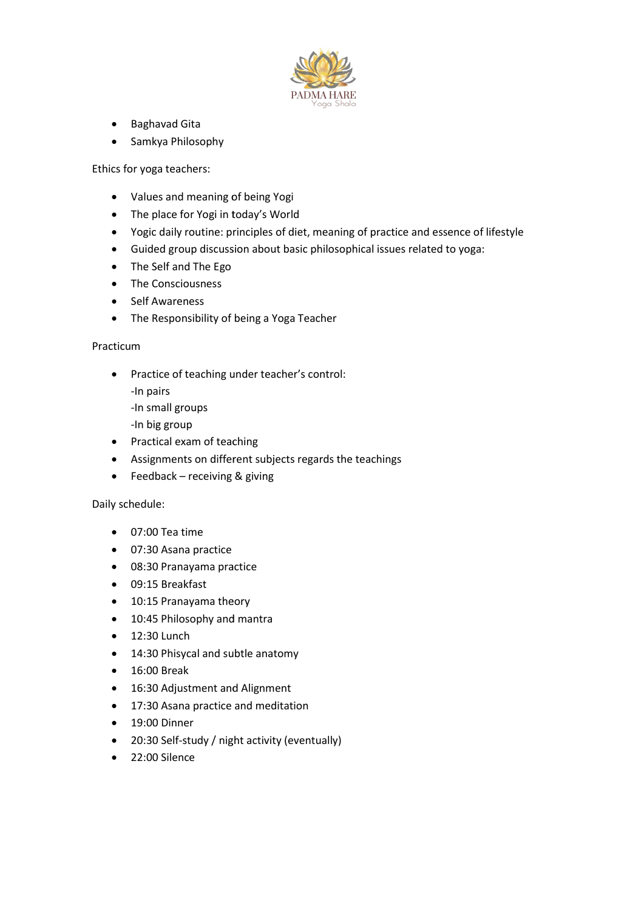- Baghavad Gita
- Samkya Philosophy

Ethics for yoga teachers:

- Values and meaning of being Yogi
- The place for Yogi in today's World
- Yogic daily routine: principles of diet, meaning of practice and essence of lifestyle
- Guided group discussion about basic philosophical issues related to yoga:
- The Self and The Ego
- The Consciousness
- Self Awareness
- The Responsibility of being a Yoga Teacher

Practicum

- Practice of teaching under teacher's control:
  -In pairs
  -In small groups
  -In big group
- Practical exam of teaching
- Assignments on different subjects regards the teachings
- Feedback – receiving & giving

Daily schedule:

- 07:00 Tea time
- 07:30 Asana practice
- 08:30 Pranayama practice
- 09:15 Breakfast
- 10:15 Pranayama theory
- 10:45 Philosophy and mantra
- 12:30 Lunch
- 14:30 Phisycal and subtle anatomy
- 16:00 Break
- 16:30 Adjustment and Alignment
- 17:30 Asana practice and meditation
- 19:00 Dinner
- 20:30 Self-study / night activity (eventually)
- 22:00 Silence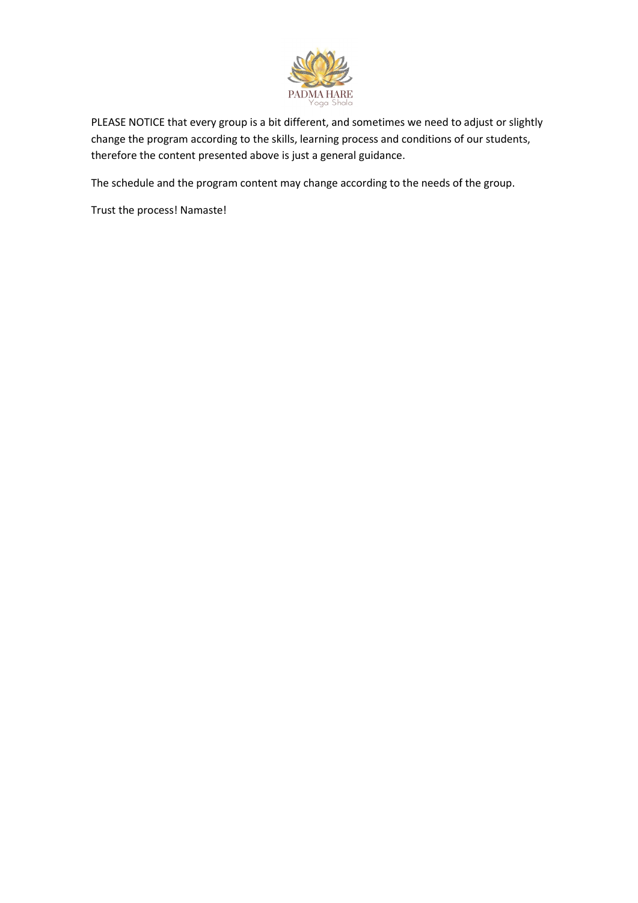PLEASE NOTICE that every group is a bit different, and sometimes we need to adjust or slightly change the program according to the skills, learning process and conditions of our students, therefore the content presented above is just a general guidance.

The schedule and the program content may change according to the needs of the group.

Trust the process! Namaste!